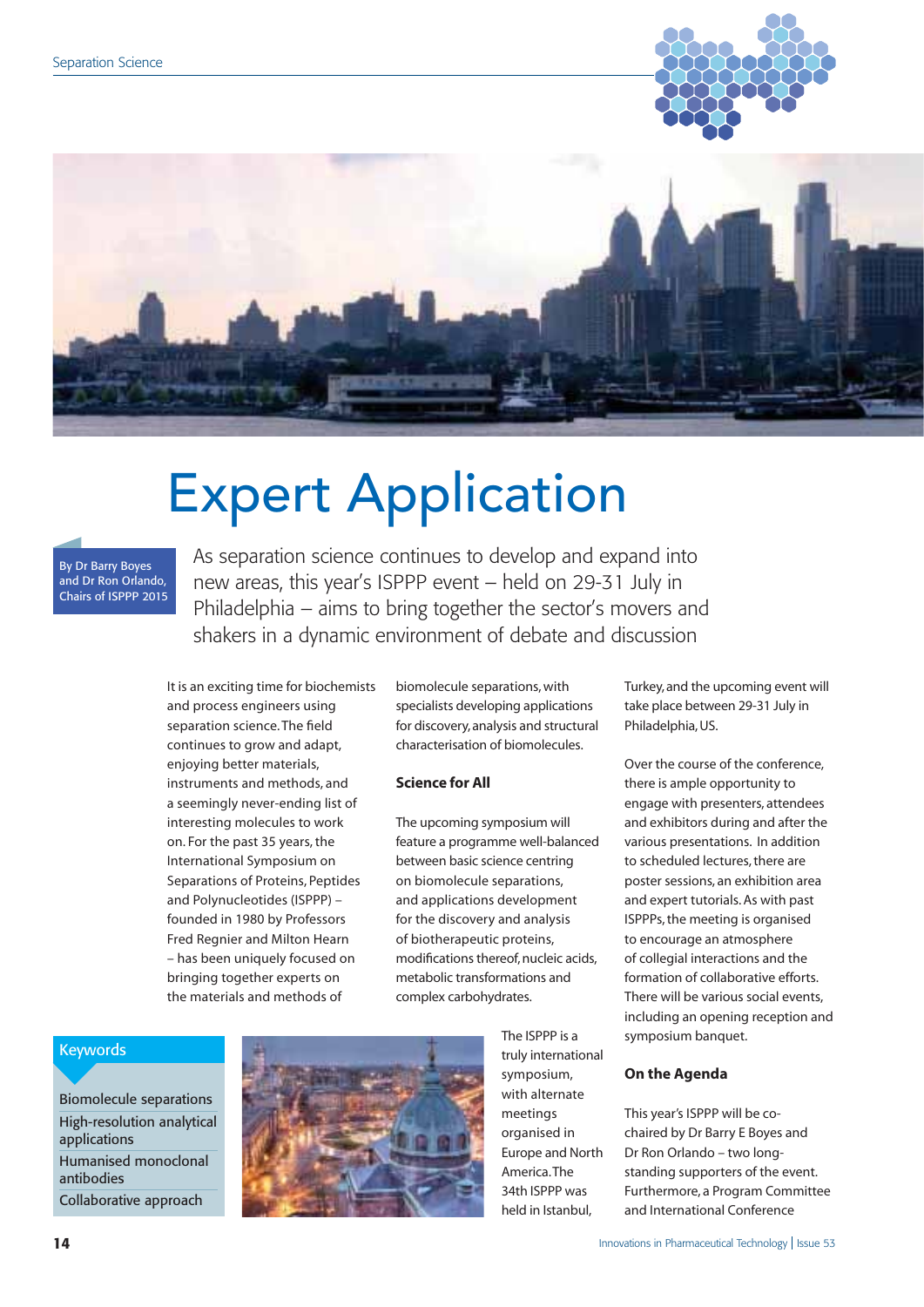# Expert Application

By Dr Barry Boyes and Dr Ron Orlando, Chairs of ISPPP 2015

As separation science continues to develop and expand into new areas, this year's ISPPP event – held on 29-31 July in Philadelphia – aims to bring together the sector's movers and shakers in a dynamic environment of debate and discussion

It is an exciting time for biochemists and process engineers using separation science. The field continues to grow and adapt, enjoying better materials, instruments and methods, and a seemingly never-ending list of interesting molecules to work on. For the past 35 years, the International Symposium on Separations of Proteins, Peptides and Polynucleotides (ISPPP) – founded in 1980 by Professors Fred Regnier and Milton Hearn – has been uniquely focused on bringing together experts on the materials and methods of biomolecule separations, with specialists developing applications for discovery, analysis and structural characterisation of biomolecules.

## Science for All

The upcoming symposium will feature a programme well-balanced between basic science centring on biomolecule separations, and applications development for the discovery and analysis of biotherapeutic proteins, modifications thereof, nucleic acids, metabolic transformations and complex carbohydrates.

The ISPPP is a truly international symposium, with alternate meetings organised in Europe and North America. The 34th ISPPP was held in Istanbul, Turkey, and the upcoming event will take place between 29-31 July in Philadelphia, US.

Over the course of the conference, there is ample opportunity to engage with presenters, attendees and exhibitors during and after the various presentations. In addition to scheduled lectures, there are poster sessions, an exhibition area and expert tutorials. As with past ISPPPs, the meeting is organised to encourage an atmosphere of collegial interactions and the formation of collaborative efforts. There will be various social events, including an opening reception and symposium banquet.

## On the Agenda

This year's ISPPP will be co-chaired by Dr Barry E Boyes and Dr Ron Orlando – two long-standing supporters of the event. Furthermore, a Program Committee and International Conference

**Keywords**

- Biomolecule separations
- High-resolution analytical applications
- Humanised monoclonal antibodies
- Collaborative approach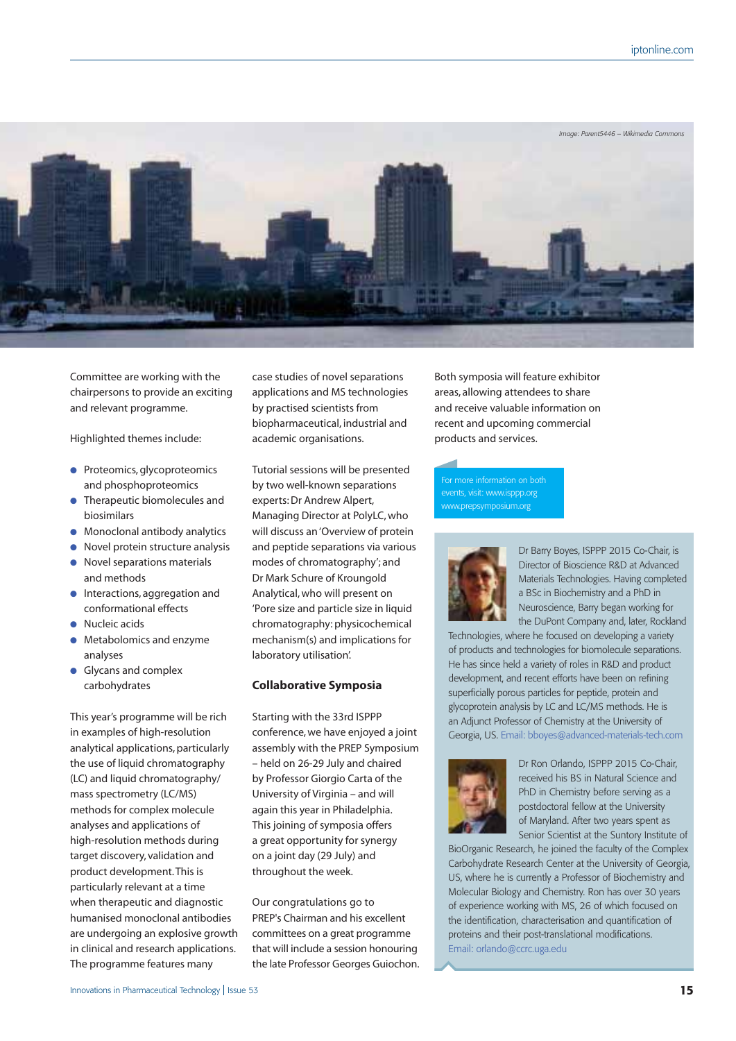Image: Parent5446 – Wikimedia Commons

Committee are working with the chairpersons to provide an exciting and relevant programme.

Highlighted themes include:

- Proteomics, glycoproteomics and phosphoproteomics
- Therapeutic biomolecules and biosimilars
- Monoclonal antibody analytics
- Novel protein structure analysis
- Novel separations materials and methods
- Interactions, aggregation and conformational effects
- Nucleic acids
- Metabolomics and enzyme analyses
- Glycans and complex carbohydrates

This year's programme will be rich in examples of high-resolution analytical applications, particularly the use of liquid chromatography (LC) and liquid chromatography/ mass spectrometry (LC/MS) methods for complex molecule analyses and applications of high-resolution methods during target discovery, validation and product development. This is particularly relevant at a time when therapeutic and diagnostic humanised monoclonal antibodies are undergoing an explosive growth in clinical and research applications. The programme features many case studies of novel separations applications and MS technologies by practised scientists from biopharmaceutical, industrial and academic organisations.

Tutorial sessions will be presented by two well-known separations experts: Dr Andrew Alpert, Managing Director at PolyLC, who will discuss an 'Overview of protein and peptide separations via various modes of chromatography'; and Dr Mark Schure of Kroungold Analytical, who will present on 'Pore size and particle size in liquid chromatography: physicochemical mechanism(s) and implications for laboratory utilisation'.

### Collaborative Symposia

Starting with the 33rd ISPPP conference, we have enjoyed a joint assembly with the PREP Symposium – held on 26-29 July and chaired by Professor Giorgio Carta of the University of Virginia – and will again this year in Philadelphia. This joining of symposia offers a great opportunity for synergy on a joint day (29 July) and throughout the week.

Our congratulations go to PREP's Chairman and his excellent committees on a great programme that will include a session honouring the late Professor Georges Guiochon.

Both symposia will feature exhibitor areas, allowing attendees to share and receive valuable information on recent and upcoming commercial products and services.

For more information on both events, visit: www.isppp.org www.prepsymposium.org

Dr Barry Boyes, ISPPP 2015 Co-Chair, is Director of Bioscience R&D at Advanced Materials Technologies. Having completed a BSc in Biochemistry and a PhD in Neuroscience, Barry began working for the DuPont Company and, later, Rockland Technologies, where he focused on developing a variety of products and technologies for biomolecule separations. He has since held a variety of roles in R&D and product development, and recent efforts have been on refining superficially porous particles for peptide, protein and glycoprotein analysis by LC and LC/MS methods. He is an Adjunct Professor of Chemistry at the University of Georgia, US. Email: bboyes@advanced-materials-tech.com

Dr Ron Orlando, ISPPP 2015 Co-Chair, received his BS in Natural Science and PhD in Chemistry before serving as a postdoctoral fellow at the University of Maryland. After two years spent as Senior Scientist at the Suntory Institute of BioOrganic Research, he joined the faculty of the Complex Carbohydrate Research Center at the University of Georgia, US, where he is currently a Professor of Biochemistry and Molecular Biology and Chemistry. Ron has over 30 years of experience working with MS, 26 of which focused on the identification, characterisation and quantification of proteins and their post-translational modifications. Email: orlando@ccrc.uga.edu